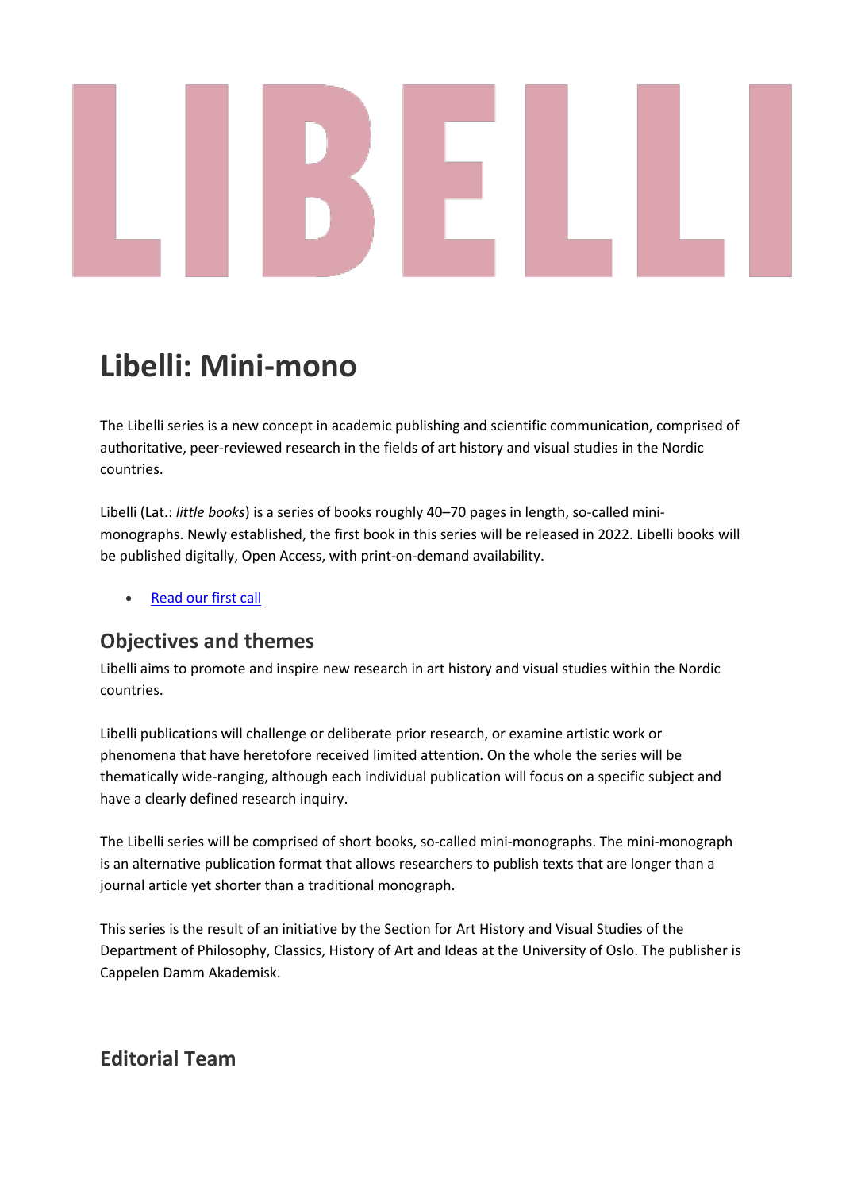# LIBELLI

# Libelli: Mini-mono

The Libelli series is a new concept in academic publishing and scientific communication, comprised of authoritative, peer-reviewed research in the fields of art history and visual studies in the Nordic countries.

Libelli (Lat.: *little books*) is a series of books roughly 40–70 pages in length, so-called mini-monographs. Newly established, the first book in this series will be released in 2022. Libelli books will be published digitally, Open Access, with print-on-demand availability.

- [Read our first call]

## Objectives and themes

Libelli aims to promote and inspire new research in art history and visual studies within the Nordic countries.

Libelli publications will challenge or deliberate prior research, or examine artistic work or phenomena that have heretofore received limited attention. On the whole the series will be thematically wide-ranging, although each individual publication will focus on a specific subject and have a clearly defined research inquiry.

The Libelli series will be comprised of short books, so-called mini-monographs. The mini-monograph is an alternative publication format that allows researchers to publish texts that are longer than a journal article yet shorter than a traditional monograph.

This series is the result of an initiative by the Section for Art History and Visual Studies of the Department of Philosophy, Classics, History of Art and Ideas at the University of Oslo. The publisher is Cappelen Damm Akademisk.

## Editorial Team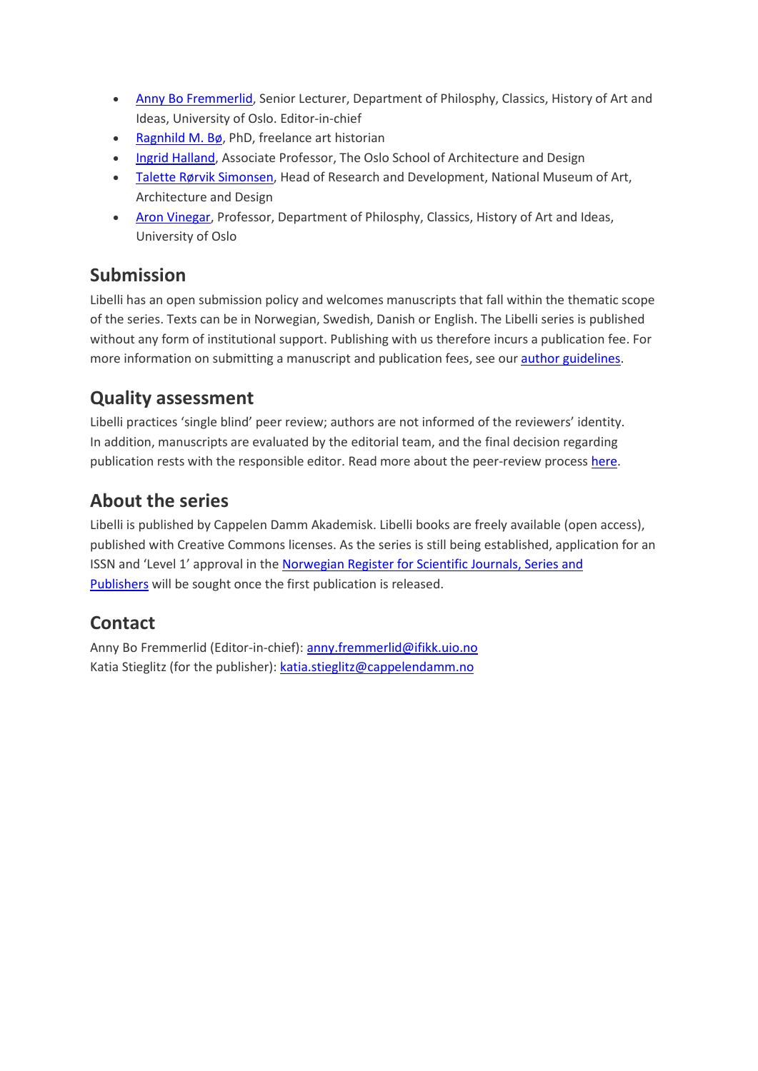- Anny Bo Fremmerlid, Senior Lecturer, Department of Philosphy, Classics, History of Art and Ideas, University of Oslo. Editor-in-chief
- Ragnhild M. Bø, PhD, freelance art historian
- Ingrid Halland, Associate Professor, The Oslo School of Architecture and Design
- Talette Rørvik Simonsen, Head of Research and Development, National Museum of Art, Architecture and Design
- Aron Vinegar, Professor, Department of Philosphy, Classics, History of Art and Ideas, University of Oslo

## Submission

Libelli has an open submission policy and welcomes manuscripts that fall within the thematic scope of the series. Texts can be in Norwegian, Swedish, Danish or English. The Libelli series is published without any form of institutional support. Publishing with us therefore incurs a publication fee. For more information on submitting a manuscript and publication fees, see our author guidelines.

## Quality assessment

Libelli practices 'single blind' peer review; authors are not informed of the reviewers' identity. In addition, manuscripts are evaluated by the editorial team, and the final decision regarding publication rests with the responsible editor. Read more about the peer-review process here.

## About the series

Libelli is published by Cappelen Damm Akademisk. Libelli books are freely available (open access), published with Creative Commons licenses. As the series is still being established, application for an ISSN and 'Level 1' approval in the Norwegian Register for Scientific Journals, Series and Publishers will be sought once the first publication is released.

## Contact

Anny Bo Fremmerlid (Editor-in-chief): anny.fremmerlid@ifikk.uio.no
Katia Stieglitz (for the publisher): katia.stieglitz@cappelendamm.no